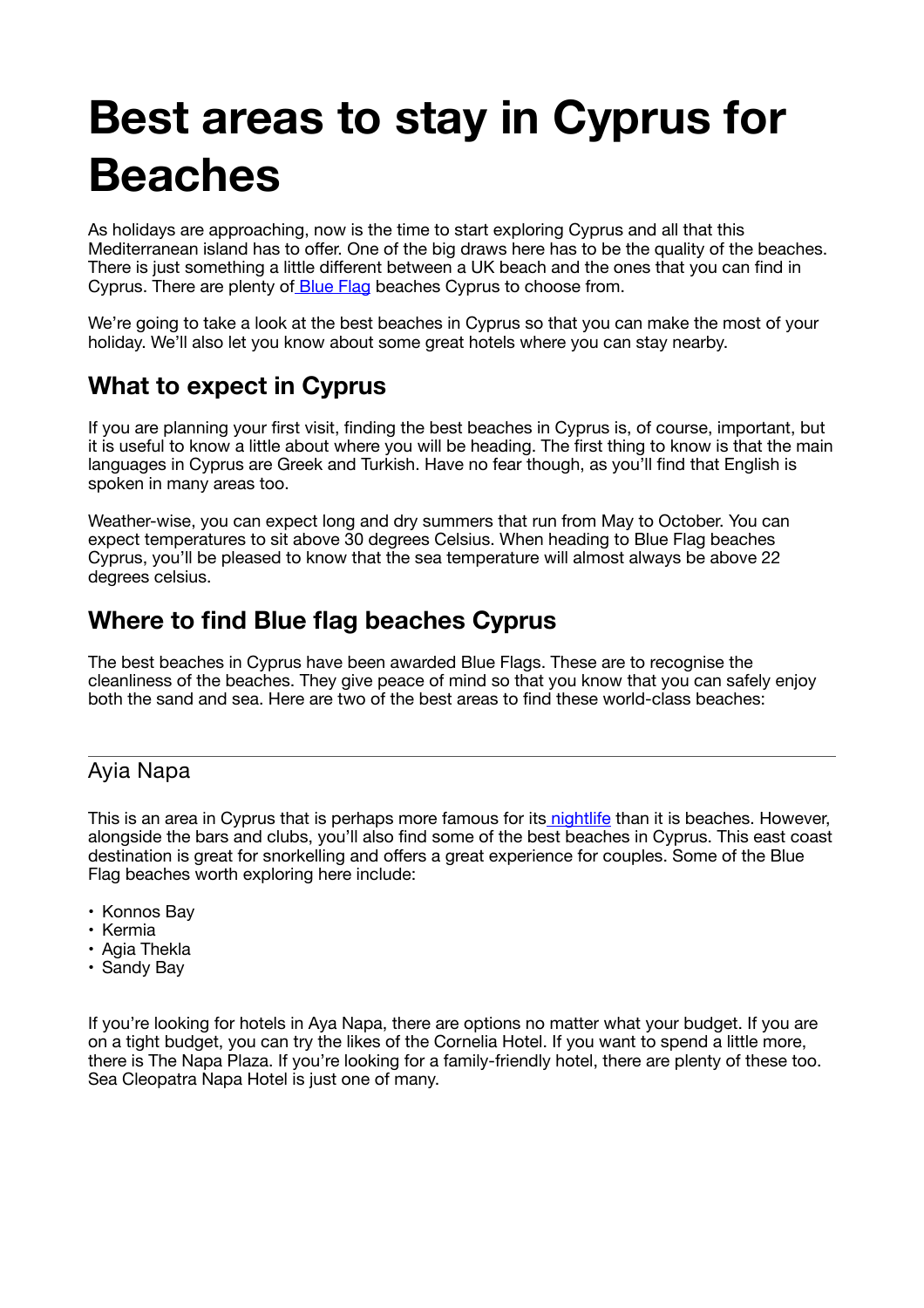# Best areas to stay in Cyprus for Beaches

As holidays are approaching, now is the time to start exploring Cyprus and all that this Mediterranean island has to offer. One of the big draws here has to be the quality of the beaches. There is just something a little different between a UK beach and the ones that you can find in Cyprus. There are plenty of Blue Flag beaches Cyprus to choose from.

We're going to take a look at the best beaches in Cyprus so that you can make the most of your holiday. We'll also let you know about some great hotels where you can stay nearby.

## What to expect in Cyprus

If you are planning your first visit, finding the best beaches in Cyprus is, of course, important, but it is useful to know a little about where you will be heading. The first thing to know is that the main languages in Cyprus are Greek and Turkish. Have no fear though, as you'll find that English is spoken in many areas too.

Weather-wise, you can expect long and dry summers that run from May to October. You can expect temperatures to sit above 30 degrees Celsius. When heading to Blue Flag beaches Cyprus, you'll be pleased to know that the sea temperature will almost always be above 22 degrees celsius.

## Where to find Blue flag beaches Cyprus

The best beaches in Cyprus have been awarded Blue Flags. These are to recognise the cleanliness of the beaches. They give peace of mind so that you know that you can safely enjoy both the sand and sea. Here are two of the best areas to find these world-class beaches:

---

### Ayia Napa

This is an area in Cyprus that is perhaps more famous for its nightlife than it is beaches. However, alongside the bars and clubs, you'll also find some of the best beaches in Cyprus. This east coast destination is great for snorkelling and offers a great experience for couples. Some of the Blue Flag beaches worth exploring here include:

- Konnos Bay
- Kermia
- Agia Thekla
- Sandy Bay

If you're looking for hotels in Aya Napa, there are options no matter what your budget. If you are on a tight budget, you can try the likes of the Cornelia Hotel. If you want to spend a little more, there is The Napa Plaza. If you're looking for a family-friendly hotel, there are plenty of these too. Sea Cleopatra Napa Hotel is just one of many.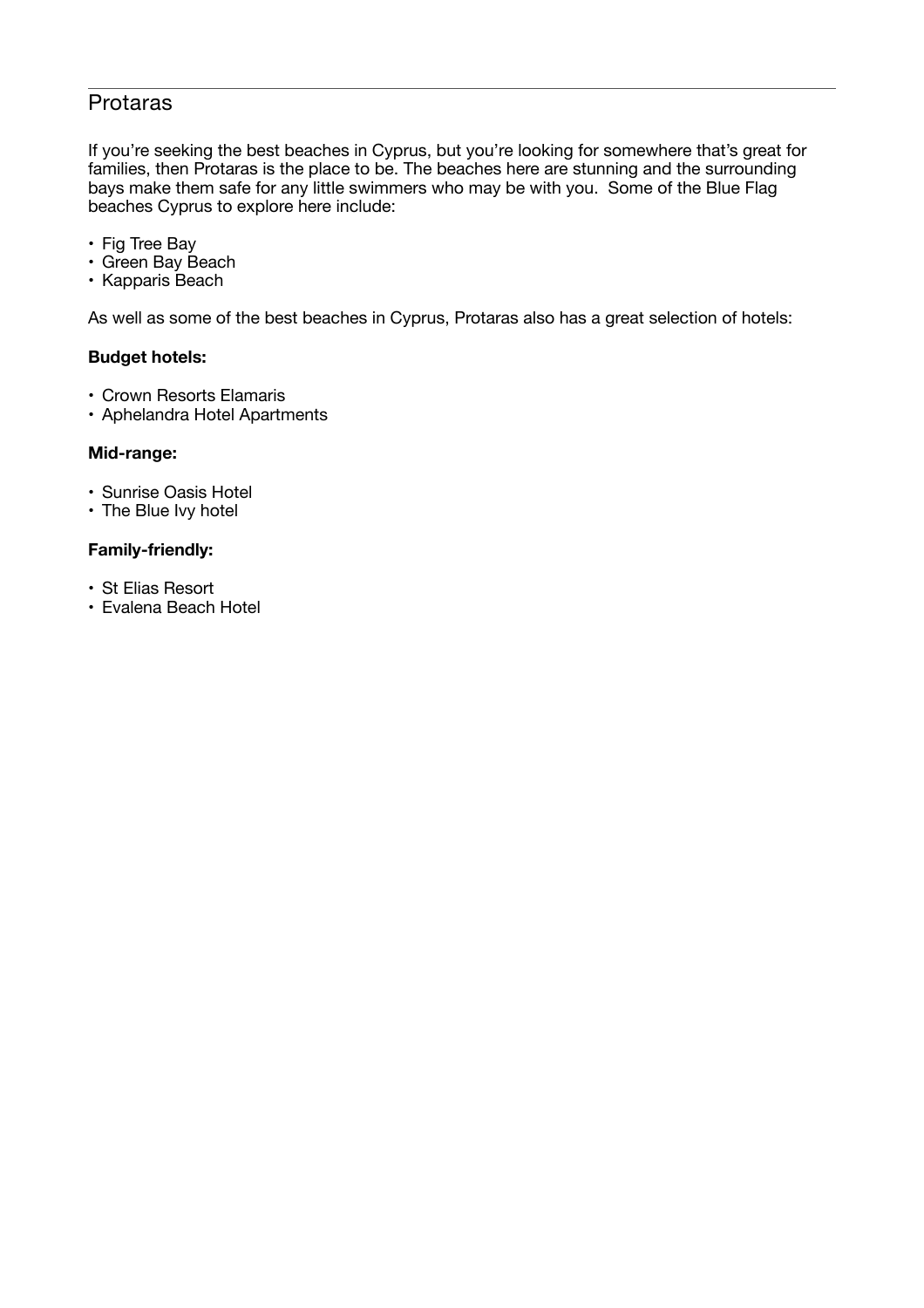## Protaras

If you're seeking the best beaches in Cyprus, but you're looking for somewhere that's great for families, then Protaras is the place to be. The beaches here are stunning and the surrounding bays make them safe for any little swimmers who may be with you. Some of the Blue Flag beaches Cyprus to explore here include:

- Fig Tree Bay
- Green Bay Beach
- Kapparis Beach

As well as some of the best beaches in Cyprus, Protaras also has a great selection of hotels:

**Budget hotels:**

- Crown Resorts Elamaris
- Aphelandra Hotel Apartments

**Mid-range:**

- Sunrise Oasis Hotel
- The Blue Ivy hotel

**Family-friendly:**

- St Elias Resort
- Evalena Beach Hotel